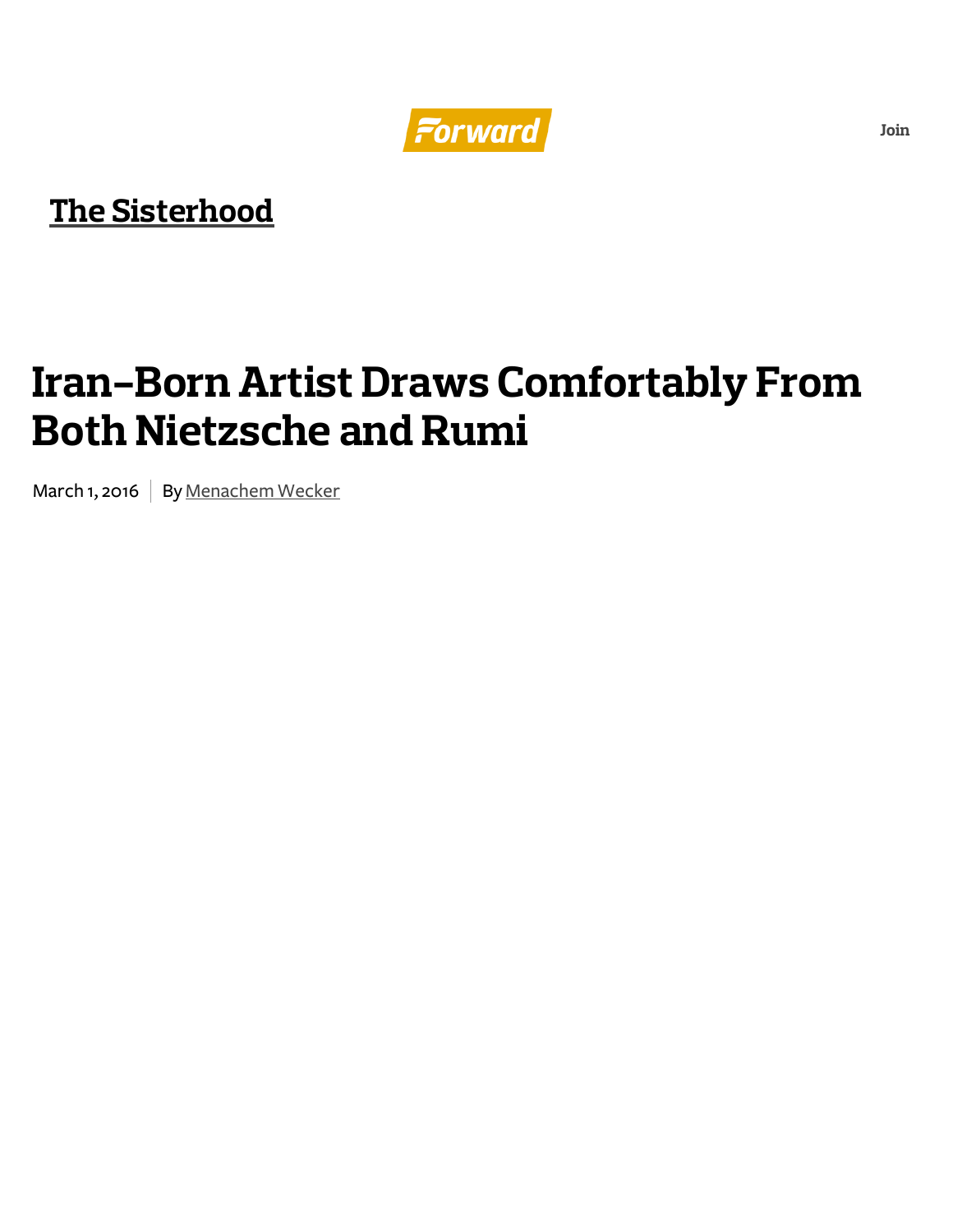The Sisterhood

# Iran-Born Artist Draws Comfortably From Both Nietzsche and Rumi

March 1, 2016 | By Menachem Wecker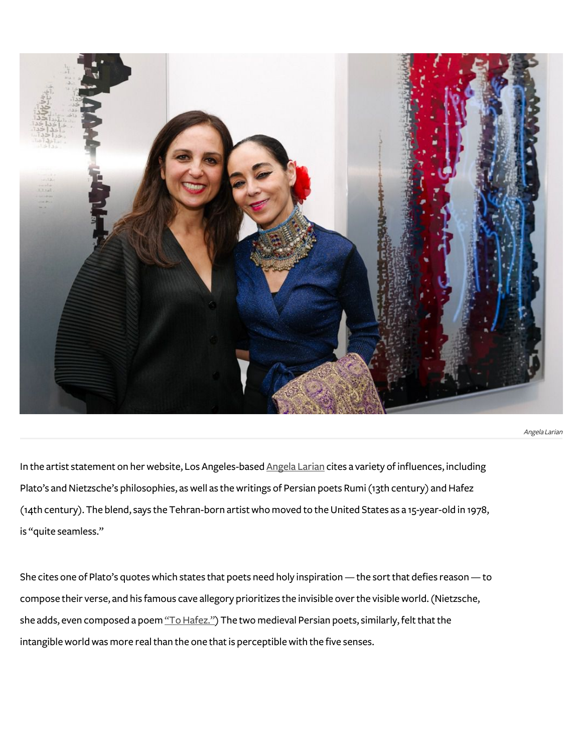Angela Larian

In the artist statement on her website, Los Angeles-based Angela Larian cites a variety of influences, including Plato's and Nietzsche's philosophies, as well as the writings of Persian poets Rumi (13th century) and Hafez (14th century). The blend, says the Tehran-born artist who moved to the United States as a 15-year-old in 1978, is "quite seamless."

She cites one of Plato's quotes which states that poets need holy inspiration — the sort that defies reason — to compose their verse, and his famous cave allegory prioritizes the invisible over the visible world. (Nietzsche, she adds, even composed a poem "To Hafez.") The two medieval Persian poets, similarly, felt that the intangible world was more real than the one that is perceptible with the five senses.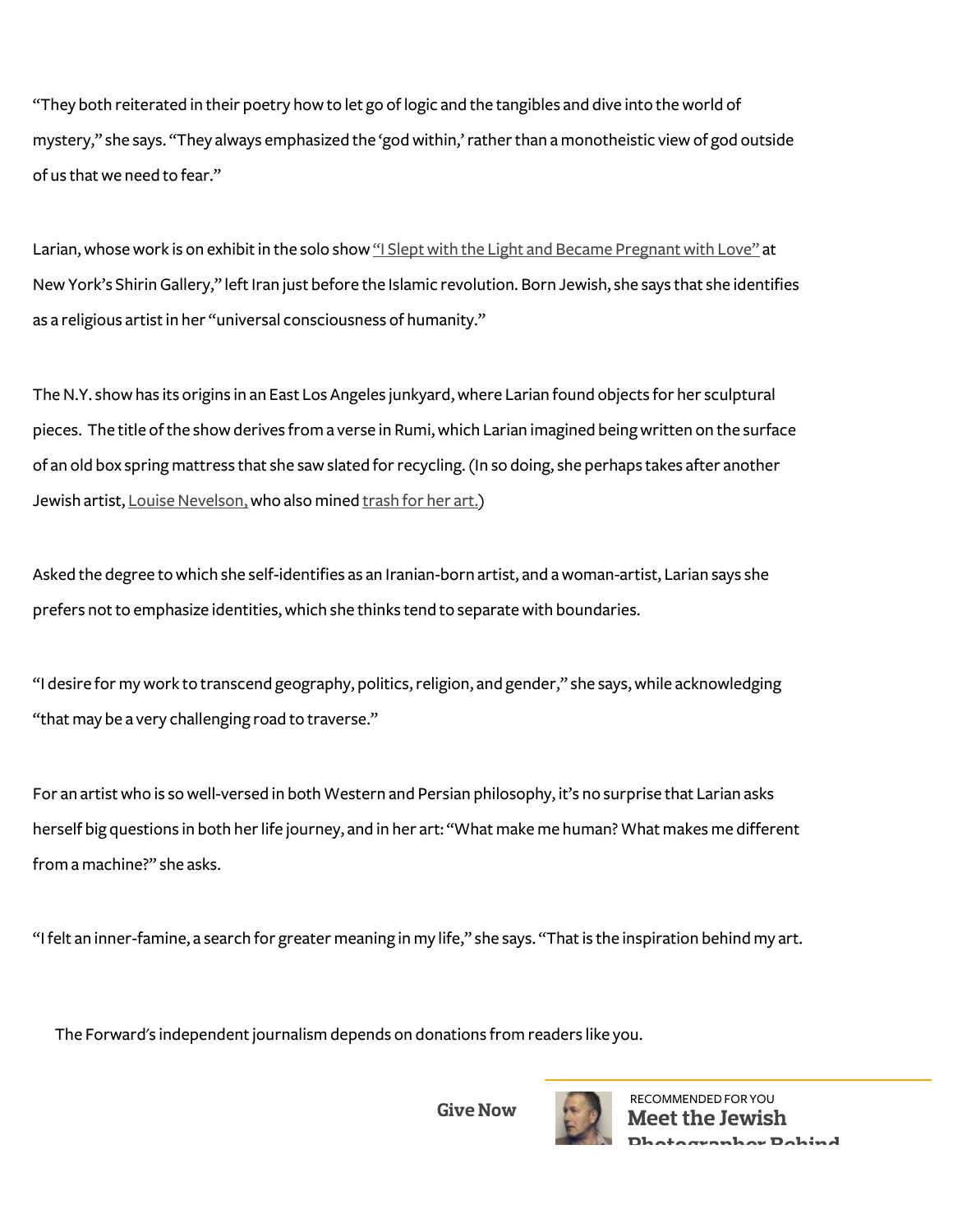"They both reiterated in their poetry how to let go of logic and the tangibles and dive into the world of mystery," she says. "They always emphasized the 'god within,' rather than a monotheistic view of god outside of us that we need to fear."

Larian, whose work is on exhibit in the solo show "I Slept with the Light and Became Pregnant with Love" at New York's Shirin Gallery," left Iran just before the Islamic revolution. Born Jewish, she says that she identifies as a religious artist in her "universal consciousness of humanity."

The N.Y. show has its origins in an East Los Angeles junkyard, where Larian found objects for her sculptural pieces. The title of the show derives from a verse in Rumi, which Larian imagined being written on the surface of an old box spring mattress that she saw slated for recycling. (In so doing, she perhaps takes after another Jewish artist, Louise Nevelson, who also mined trash for her art.)

Asked the degree to which she self-identifies as an Iranian-born artist, and a woman-artist, Larian says she prefers not to emphasize identities, which she thinks tend to separate with boundaries.

"I desire for my work to transcend geography, politics, religion, and gender," she says, while acknowledging "that may be a very challenging road to traverse."

For an artist who is so well-versed in both Western and Persian philosophy, it's no surprise that Larian asks herself big questions in both her life journey, and in her art: "What make me human? What makes me different from a machine?" she asks.

"I felt an inner-famine, a search for greater meaning in my life," she says. "That is the inspiration behind my art.

The Forward's independent journalism depends on donations from readers like you.

**Give Now**

RECOMMENDED FOR YOU

**Meet the Jewish Photographer Behind**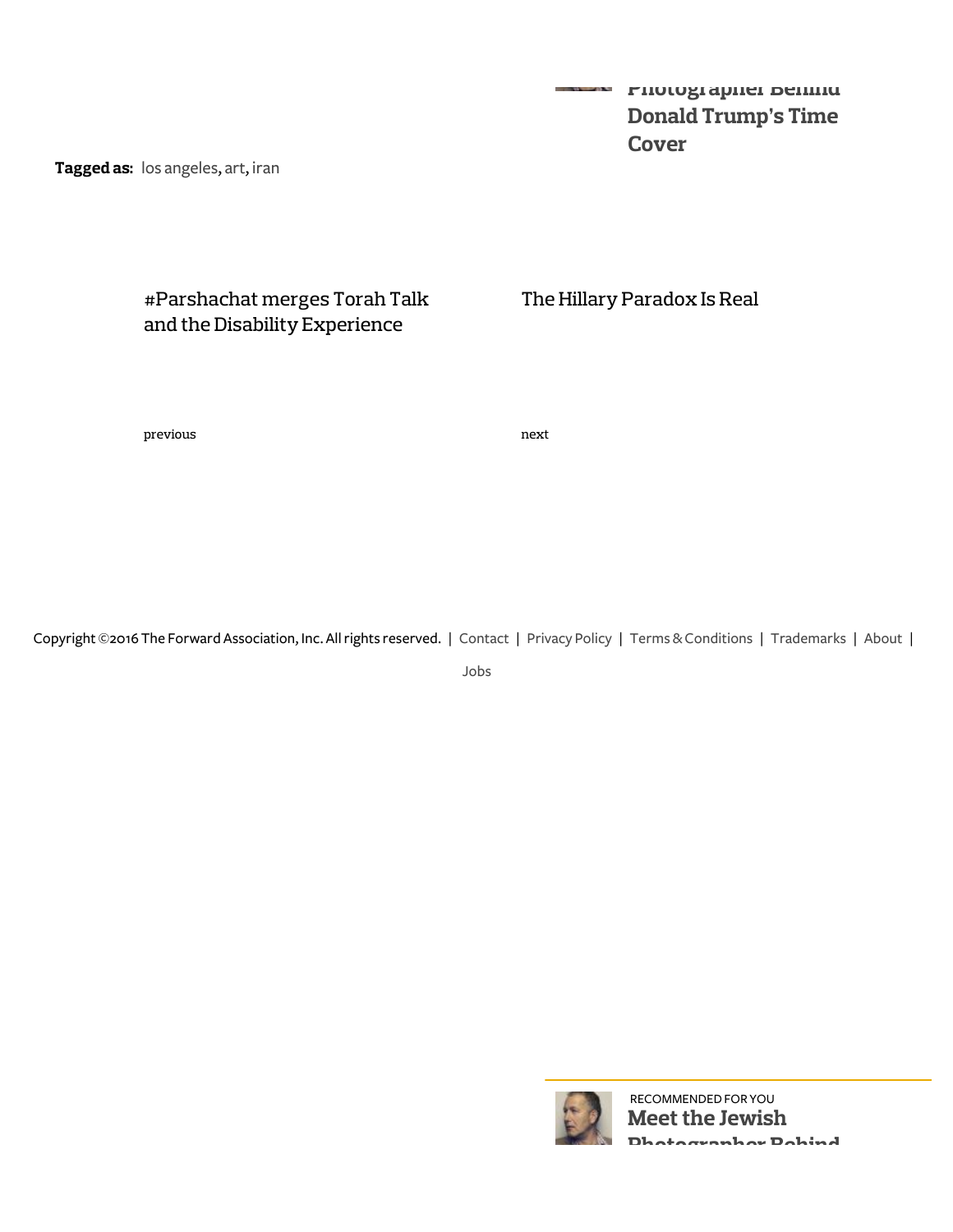Photographer Behind Donald Trump's Time Cover

**Tagged as:** los angeles, art, iran

#Parshachat merges Torah Talk and the Disability Experience

previous

The Hillary Paradox Is Real

next

Copyright ©2016 The Forward Association, Inc. All rights reserved. | Contact | Privacy Policy | Terms & Conditions | Trademarks | About | Jobs

RECOMMENDED FOR YOU

**Meet the Jewish Photographer Behind**